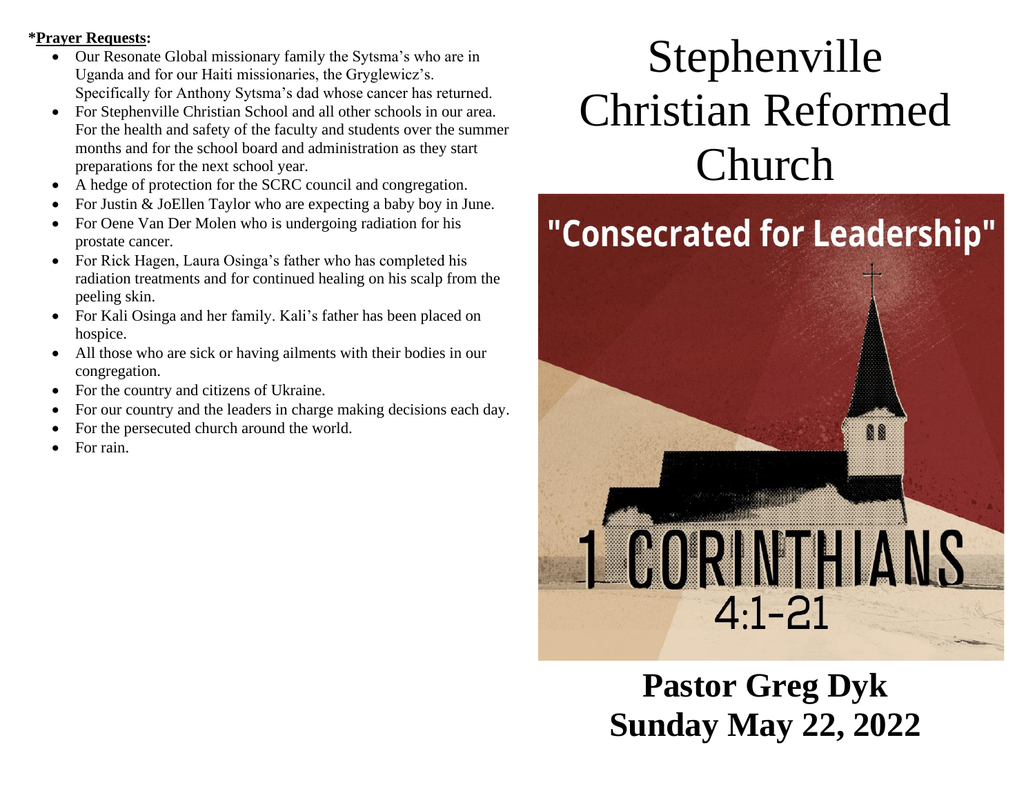**\*Prayer Requests:**

- Our Resonate Global missionary family the Sytsma's who are in Uganda and for our Haiti missionaries, the Gryglewicz's. Specifically for Anthony Sytsma's dad whose cancer has returned.
- For Stephenville Christian School and all other schools in our area. For the health and safety of the faculty and students over the summer months and for the school board and administration as they start preparations for the next school year.
- A hedge of protection for the SCRC council and congregation.
- For Justin & JoEllen Taylor who are expecting a baby boy in June.
- For Oene Van Der Molen who is undergoing radiation for his prostate cancer.
- For Rick Hagen, Laura Osinga's father who has completed his radiation treatments and for continued healing on his scalp from the peeling skin.
- For Kali Osinga and her family. Kali's father has been placed on hospice.
- All those who are sick or having ailments with their bodies in our congregation.
- For the country and citizens of Ukraine.
- For our country and the leaders in charge making decisions each day.
- For the persecuted church around the world.
- For rain.

# Stephenville Christian Reformed Church

"Consecrated for Leadership"

1 CORINTHIANS 4:1-21

**Pastor Greg Dyk**
**Sunday May 22, 2022**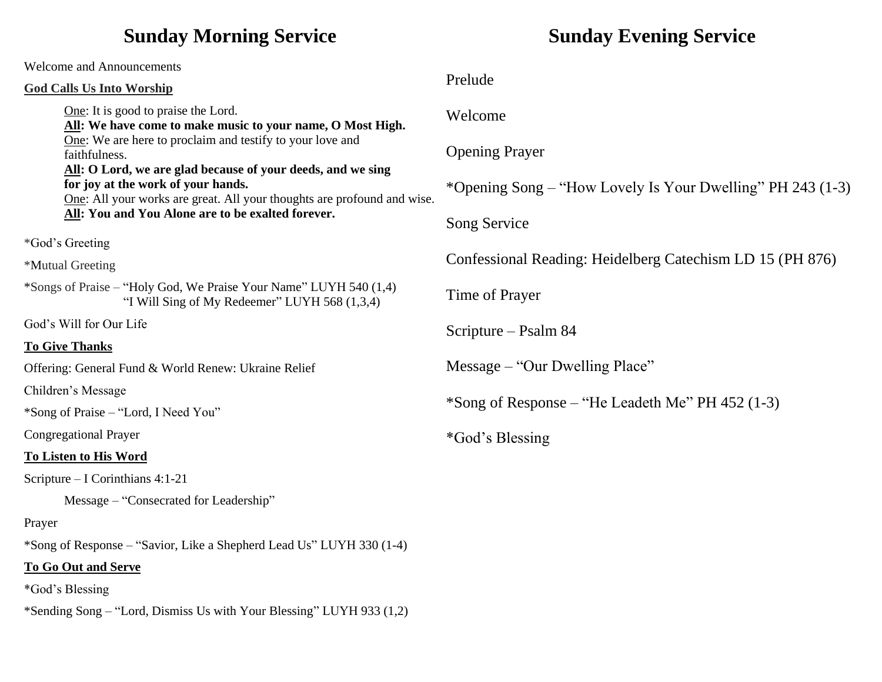# Sunday Morning Service

Welcome and Announcements

**God Calls Us Into Worship**

> One: It is good to praise the Lord.
> **All: We have come to make music to your name, O Most High.**
> One: We are here to proclaim and testify to your love and faithfulness.
> **All: O Lord, we are glad because of your deeds, and we sing for joy at the work of your hands.**
> One: All your works are great. All your thoughts are profound and wise.
> **All: You and You Alone are to be exalted forever.**

*God's Greeting

*Mutual Greeting

*Songs of Praise – "Holy God, We Praise Your Name" LUYH 540 (1,4)
"I Will Sing of My Redeemer" LUYH 568 (1,3,4)

God's Will for Our Life

**To Give Thanks**

Offering: General Fund & World Renew: Ukraine Relief

Children's Message

*Song of Praise – "Lord, I Need You"

Congregational Prayer

**To Listen to His Word**

Scripture – I Corinthians 4:1-21

Message – "Consecrated for Leadership"

Prayer

*Song of Response – "Savior, Like a Shepherd Lead Us" LUYH 330 (1-4)

**To Go Out and Serve**

*God's Blessing

*Sending Song – "Lord, Dismiss Us with Your Blessing" LUYH 933 (1,2)

# Sunday Evening Service

Prelude

Welcome

Opening Prayer

*Opening Song – "How Lovely Is Your Dwelling" PH 243 (1-3)

Song Service

Confessional Reading: Heidelberg Catechism LD 15 (PH 876)

Time of Prayer

Scripture – Psalm 84

Message – "Our Dwelling Place"

*Song of Response – "He Leadeth Me" PH 452 (1-3)

*God's Blessing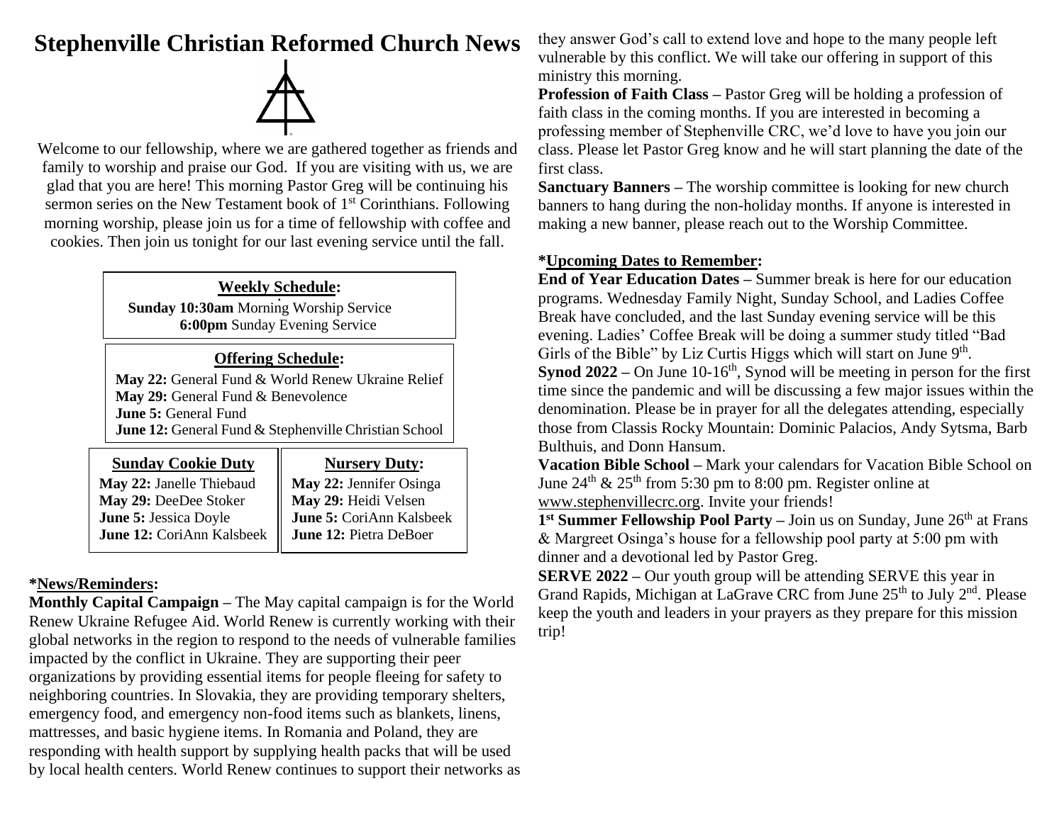# Stephenville Christian Reformed Church News

Welcome to our fellowship, where we are gathered together as friends and family to worship and praise our God. If you are visiting with us, we are glad that you are here! This morning Pastor Greg will be continuing his sermon series on the New Testament book of 1st Corinthians. Following morning worship, please join us for a time of fellowship with coffee and cookies. Then join us tonight for our last evening service until the fall.

**Weekly Schedule:**

**Sunday 10:30am** Morning Worship Service
**6:00pm** Sunday Evening Service

**Offering Schedule:**

**May 22:** General Fund & World Renew Ukraine Relief
**May 29:** General Fund & Benevolence
**June 5:** General Fund
**June 12:** General Fund & Stephenville Christian School

**Sunday Cookie Duty**

**May 22:** Janelle Thiebaud
**May 29:** DeeDee Stoker
**June 5:** Jessica Doyle
**June 12:** CoriAnn Kalsbeek

**Nursery Duty:**

**May 22:** Jennifer Osinga
**May 29:** Heidi Velsen
**June 5:** CoriAnn Kalsbeek
**June 12:** Pietra DeBoer

**\*News/Reminders:**

**Monthly Capital Campaign –** The May capital campaign is for the World Renew Ukraine Refugee Aid. World Renew is currently working with their global networks in the region to respond to the needs of vulnerable families impacted by the conflict in Ukraine. They are supporting their peer organizations by providing essential items for people fleeing for safety to neighboring countries. In Slovakia, they are providing temporary shelters, emergency food, and emergency non-food items such as blankets, linens, mattresses, and basic hygiene items. In Romania and Poland, they are responding with health support by supplying health packs that will be used by local health centers. World Renew continues to support their networks as they answer God's call to extend love and hope to the many people left vulnerable by this conflict. We will take our offering in support of this ministry this morning.

**Profession of Faith Class –** Pastor Greg will be holding a profession of faith class in the coming months. If you are interested in becoming a professing member of Stephenville CRC, we'd love to have you join our class. Please let Pastor Greg know and he will start planning the date of the first class.

**Sanctuary Banners –** The worship committee is looking for new church banners to hang during the non-holiday months. If anyone is interested in making a new banner, please reach out to the Worship Committee.

**\*Upcoming Dates to Remember:**

**End of Year Education Dates –** Summer break is here for our education programs. Wednesday Family Night, Sunday School, and Ladies Coffee Break have concluded, and the last Sunday evening service will be this evening. Ladies' Coffee Break will be doing a summer study titled "Bad Girls of the Bible" by Liz Curtis Higgs which will start on June 9th.

**Synod 2022 –** On June 10-16th, Synod will be meeting in person for the first time since the pandemic and will be discussing a few major issues within the denomination. Please be in prayer for all the delegates attending, especially those from Classis Rocky Mountain: Dominic Palacios, Andy Sytsma, Barb Bulthuis, and Donn Hansum.

**Vacation Bible School –** Mark your calendars for Vacation Bible School on June 24th & 25th from 5:30 pm to 8:00 pm. Register online at www.stephenvillecrc.org. Invite your friends!

**1st Summer Fellowship Pool Party –** Join us on Sunday, June 26th at Frans & Margreet Osinga's house for a fellowship pool party at 5:00 pm with dinner and a devotional led by Pastor Greg.

**SERVE 2022 –** Our youth group will be attending SERVE this year in Grand Rapids, Michigan at LaGrave CRC from June 25th to July 2nd. Please keep the youth and leaders in your prayers as they prepare for this mission trip!